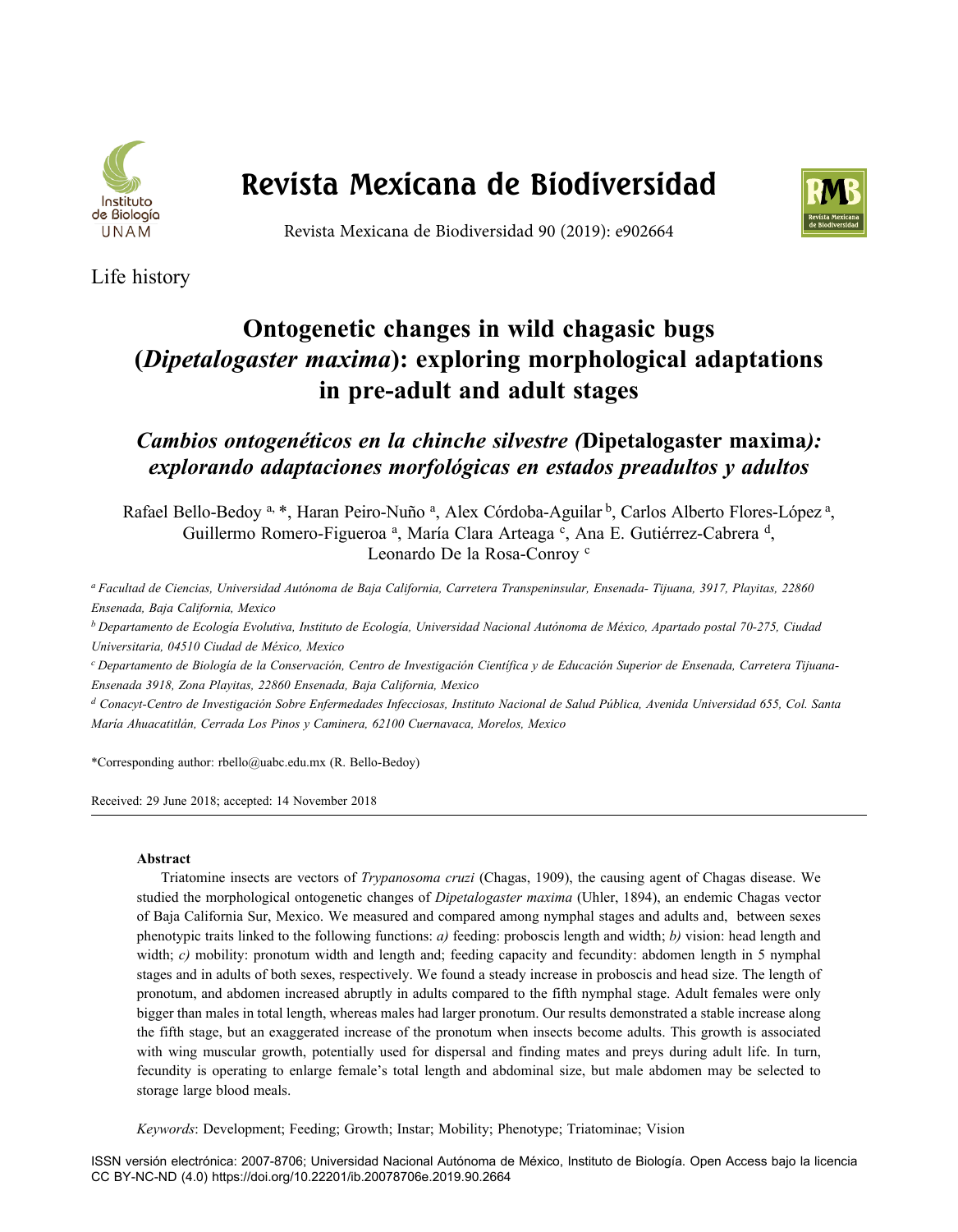# Revista Mexicana de Biodiversidad

Revista Mexicana de Biodiversidad 90 (2019): e902664

Life history

## Ontogenetic changes in wild chagasic bugs (*Dipetalogaster maxima*): exploring morphological adaptations in pre-adult and adult stages

### *Cambios ontogenéticos en la chinche silvestre (*Dipetalogaster maxima*): explorando adaptaciones morfológicas en estados preadultos y adultos*

Rafael Bello-Bedoy [a, *], Haran Peiro-Nuño [a], Alex Córdoba-Aguilar [b], Carlos Alberto Flores-López [a], Guillermo Romero-Figueroa [a], María Clara Arteaga [c], Ana E. Gutiérrez-Cabrera [d], Leonardo De la Rosa-Conroy [c]

[a] *Facultad de Ciencias, Universidad Autónoma de Baja California, Carretera Transpeninsular, Ensenada- Tijuana, 3917, Playitas, 22860 Ensenada, Baja California, Mexico*

[b] *Departamento de Ecología Evolutiva, Instituto de Ecología, Universidad Nacional Autónoma de México, Apartado postal 70-275, Ciudad Universitaria, 04510 Ciudad de México, Mexico*

[c] *Departamento de Biología de la Conservación, Centro de Investigación Científica y de Educación Superior de Ensenada, Carretera Tijuana-Ensenada 3918, Zona Playitas, 22860 Ensenada, Baja California, Mexico*

[d] *Conacyt-Centro de Investigación Sobre Enfermedades Infecciosas, Instituto Nacional de Salud Pública, Avenida Universidad 655, Col. Santa María Ahuacatitlán, Cerrada Los Pinos y Caminera, 62100 Cuernavaca, Morelos, Mexico*

*Corresponding author: rbello@uabc.edu.mx (R. Bello-Bedoy)

Received: 29 June 2018; accepted: 14 November 2018

#### Abstract

Triatomine insects are vectors of *Trypanosoma cruzi* (Chagas, 1909), the causing agent of Chagas disease. We studied the morphological ontogenetic changes of *Dipetalogaster maxima* (Uhler, 1894), an endemic Chagas vector of Baja California Sur, Mexico. We measured and compared among nymphal stages and adults and, between sexes phenotypic traits linked to the following functions: *a)* feeding: proboscis length and width; *b)* vision: head length and width; *c)* mobility: pronotum width and length and; feeding capacity and fecundity: abdomen length in 5 nymphal stages and in adults of both sexes, respectively. We found a steady increase in proboscis and head size. The length of pronotum, and abdomen increased abruptly in adults compared to the fifth nymphal stage. Adult females were only bigger than males in total length, whereas males had larger pronotum. Our results demonstrated a stable increase along the fifth stage, but an exaggerated increase of the pronotum when insects become adults. This growth is associated with wing muscular growth, potentially used for dispersal and finding mates and preys during adult life. In turn, fecundity is operating to enlarge female's total length and abdominal size, but male abdomen may be selected to storage large blood meals.

*Keywords*: Development; Feeding; Growth; Instar; Mobility; Phenotype; Triatominae; Vision

ISSN versión electrónica: 2007-8706; Universidad Nacional Autónoma de México, Instituto de Biología. Open Access bajo la licencia CC BY-NC-ND (4.0) https://doi.org/10.22201/ib.20078706e.2019.90.2664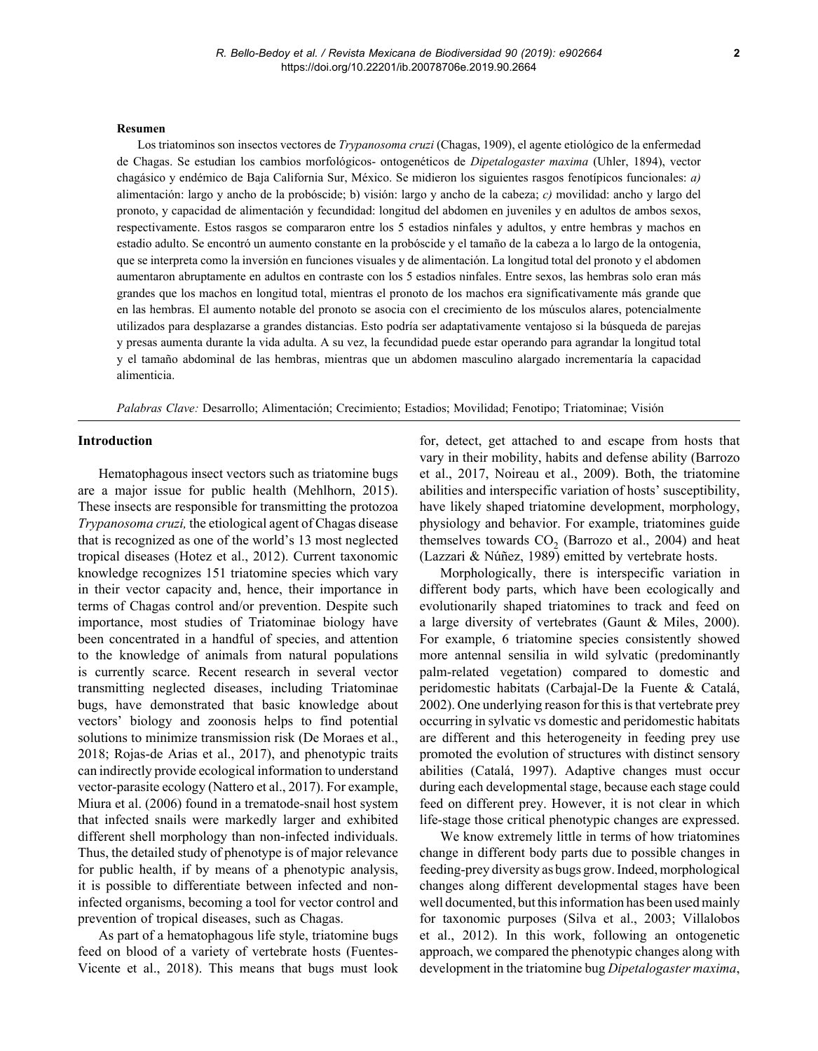**Resumen**

Los triatominos son insectos vectores de *Trypanosoma cruzi* (Chagas, 1909), el agente etiológico de la enfermedad de Chagas. Se estudian los cambios morfológicos- ontogenéticos de *Dipetalogaster maxima* (Uhler, 1894), vector chagásico y endémico de Baja California Sur, México. Se midieron los siguientes rasgos fenotípicos funcionales: *a)* alimentación: largo y ancho de la probóscide; b) visión: largo y ancho de la cabeza; *c)* movilidad: ancho y largo del pronoto, y capacidad de alimentación y fecundidad: longitud del abdomen en juveniles y en adultos de ambos sexos, respectivamente. Estos rasgos se compararon entre los 5 estadios ninfales y adultos, y entre hembras y machos en estadio adulto. Se encontró un aumento constante en la probóscide y el tamaño de la cabeza a lo largo de la ontogenia, que se interpreta como la inversión en funciones visuales y de alimentación. La longitud total del pronoto y el abdomen aumentaron abruptamente en adultos en contraste con los 5 estadios ninfales. Entre sexos, las hembras solo eran más grandes que los machos en longitud total, mientras el pronoto de los machos era significativamente más grande que en las hembras. El aumento notable del pronoto se asocia con el crecimiento de los músculos alares, potencialmente utilizados para desplazarse a grandes distancias. Esto podría ser adaptativamente ventajoso si la búsqueda de parejas y presas aumenta durante la vida adulta. A su vez, la fecundidad puede estar operando para agrandar la longitud total y el tamaño abdominal de las hembras, mientras que un abdomen masculino alargado incrementaría la capacidad alimenticia.

*Palabras Clave:* Desarrollo; Alimentación; Crecimiento; Estadios; Movilidad; Fenotipo; Triatominae; Visión

## Introduction

Hematophagous insect vectors such as triatomine bugs are a major issue for public health (Mehlhorn, 2015). These insects are responsible for transmitting the protozoa *Trypanosoma cruzi,* the etiological agent of Chagas disease that is recognized as one of the world's 13 most neglected tropical diseases (Hotez et al., 2012). Current taxonomic knowledge recognizes 151 triatomine species which vary in their vector capacity and, hence, their importance in terms of Chagas control and/or prevention. Despite such importance, most studies of Triatominae biology have been concentrated in a handful of species, and attention to the knowledge of animals from natural populations is currently scarce. Recent research in several vector transmitting neglected diseases, including Triatominae bugs, have demonstrated that basic knowledge about vectors' biology and zoonosis helps to find potential solutions to minimize transmission risk (De Moraes et al., 2018; Rojas-de Arias et al., 2017), and phenotypic traits can indirectly provide ecological information to understand vector-parasite ecology (Nattero et al., 2017). For example, Miura et al. (2006) found in a trematode-snail host system that infected snails were markedly larger and exhibited different shell morphology than non-infected individuals. Thus, the detailed study of phenotype is of major relevance for public health, if by means of a phenotypic analysis, it is possible to differentiate between infected and non-infected organisms, becoming a tool for vector control and prevention of tropical diseases, such as Chagas.

As part of a hematophagous life style, triatomine bugs feed on blood of a variety of vertebrate hosts (Fuentes-Vicente et al., 2018). This means that bugs must look for, detect, get attached to and escape from hosts that vary in their mobility, habits and defense ability (Barrozo et al., 2017, Noireau et al., 2009). Both, the triatomine abilities and interspecific variation of hosts' susceptibility, have likely shaped triatomine development, morphology, physiology and behavior. For example, triatomines guide themselves towards $CO_2$ (Barrozo et al., 2004) and heat (Lazzari & Núñez, 1989) emitted by vertebrate hosts.

Morphologically, there is interspecific variation in different body parts, which have been ecologically and evolutionarily shaped triatomines to track and feed on a large diversity of vertebrates (Gaunt & Miles, 2000). For example, 6 triatomine species consistently showed more antennal sensilia in wild sylvatic (predominantly palm-related vegetation) compared to domestic and peridomestic habitats (Carbajal-De la Fuente & Catalá, 2002). One underlying reason for this is that vertebrate prey occurring in sylvatic vs domestic and peridomestic habitats are different and this heterogeneity in feeding prey use promoted the evolution of structures with distinct sensory abilities (Catalá, 1997). Adaptive changes must occur during each developmental stage, because each stage could feed on different prey. However, it is not clear in which life-stage those critical phenotypic changes are expressed.

We know extremely little in terms of how triatomines change in different body parts due to possible changes in feeding-prey diversity as bugs grow. Indeed, morphological changes along different developmental stages have been well documented, but this information has been used mainly for taxonomic purposes (Silva et al., 2003; Villalobos et al., 2012). In this work, following an ontogenetic approach, we compared the phenotypic changes along with development in the triatomine bug *Dipetalogaster maxima*,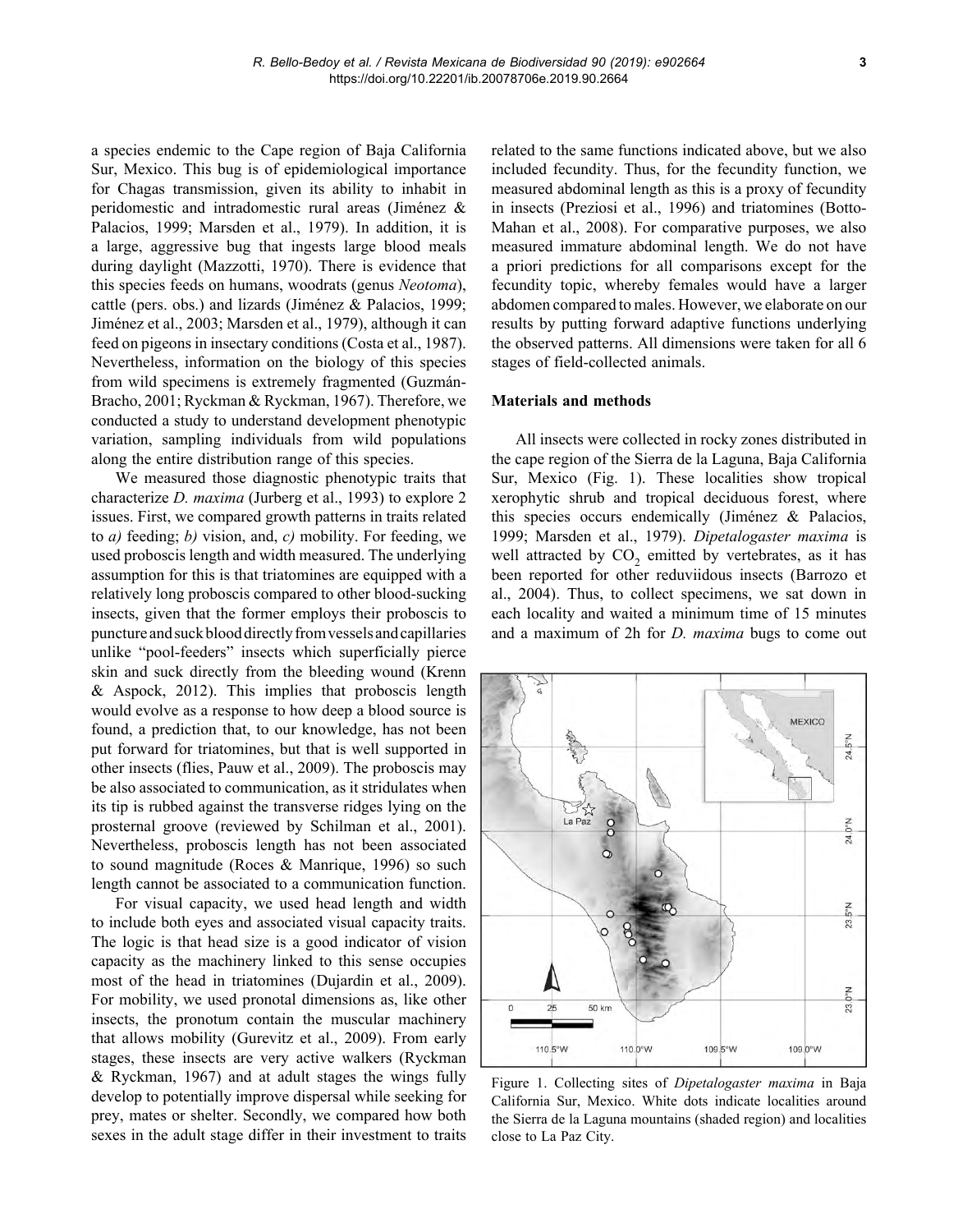a species endemic to the Cape region of Baja California Sur, Mexico. This bug is of epidemiological importance for Chagas transmission, given its ability to inhabit in peridomestic and intradomestic rural areas (Jiménez & Palacios, 1999; Marsden et al., 1979). In addition, it is a large, aggressive bug that ingests large blood meals during daylight (Mazzotti, 1970). There is evidence that this species feeds on humans, woodrats (genus *Neotoma*), cattle (pers. obs.) and lizards (Jiménez & Palacios, 1999; Jiménez et al., 2003; Marsden et al., 1979), although it can feed on pigeons in insectary conditions (Costa et al., 1987). Nevertheless, information on the biology of this species from wild specimens is extremely fragmented (Guzmán-Bracho, 2001; Ryckman & Ryckman, 1967). Therefore, we conducted a study to understand development phenotypic variation, sampling individuals from wild populations along the entire distribution range of this species.

We measured those diagnostic phenotypic traits that characterize *D. maxima* (Jurberg et al., 1993) to explore 2 issues. First, we compared growth patterns in traits related to *a)* feeding; *b)* vision, and, *c)* mobility. For feeding, we used proboscis length and width measured. The underlying assumption for this is that triatomines are equipped with a relatively long proboscis compared to other blood-sucking insects, given that the former employs their proboscis to puncture and suck blood directly from vessels and capillaries unlike "pool-feeders" insects which superficially pierce skin and suck directly from the bleeding wound (Krenn & Aspock, 2012). This implies that proboscis length would evolve as a response to how deep a blood source is found, a prediction that, to our knowledge, has not been put forward for triatomines, but that is well supported in other insects (flies, Pauw et al., 2009). The proboscis may be also associated to communication, as it stridulates when its tip is rubbed against the transverse ridges lying on the prosternal groove (reviewed by Schilman et al., 2001). Nevertheless, proboscis length has not been associated to sound magnitude (Roces & Manrique, 1996) so such length cannot be associated to a communication function.

For visual capacity, we used head length and width to include both eyes and associated visual capacity traits. The logic is that head size is a good indicator of vision capacity as the machinery linked to this sense occupies most of the head in triatomines (Dujardin et al., 2009). For mobility, we used pronotal dimensions as, like other insects, the pronotum contain the muscular machinery that allows mobility (Gurevitz et al., 2009). From early stages, these insects are very active walkers (Ryckman & Ryckman, 1967) and at adult stages the wings fully develop to potentially improve dispersal while seeking for prey, mates or shelter. Secondly, we compared how both sexes in the adult stage differ in their investment to traits related to the same functions indicated above, but we also included fecundity. Thus, for the fecundity function, we measured abdominal length as this is a proxy of fecundity in insects (Preziosi et al., 1996) and triatomines (Botto-Mahan et al., 2008). For comparative purposes, we also measured immature abdominal length. We do not have a priori predictions for all comparisons except for the fecundity topic, whereby females would have a larger abdomen compared to males. However, we elaborate on our results by putting forward adaptive functions underlying the observed patterns. All dimensions were taken for all 6 stages of field-collected animals.

## Materials and methods

All insects were collected in rocky zones distributed in the cape region of the Sierra de la Laguna, Baja California Sur, Mexico (Fig. 1). These localities show tropical xerophytic shrub and tropical deciduous forest, where this species occurs endemically (Jiménez & Palacios, 1999; Marsden et al., 1979). *Dipetalogaster maxima* is well attracted by $CO_2$ emitted by vertebrates, as it has been reported for other reduviidous insects (Barrozo et al., 2004). Thus, to collect specimens, we sat down in each locality and waited a minimum time of 15 minutes and a maximum of 2h for *D. maxima* bugs to come out

Figure 1. Collecting sites of *Dipetalogaster maxima* in Baja California Sur, Mexico. White dots indicate localities around the Sierra de la Laguna mountains (shaded region) and localities close to La Paz City.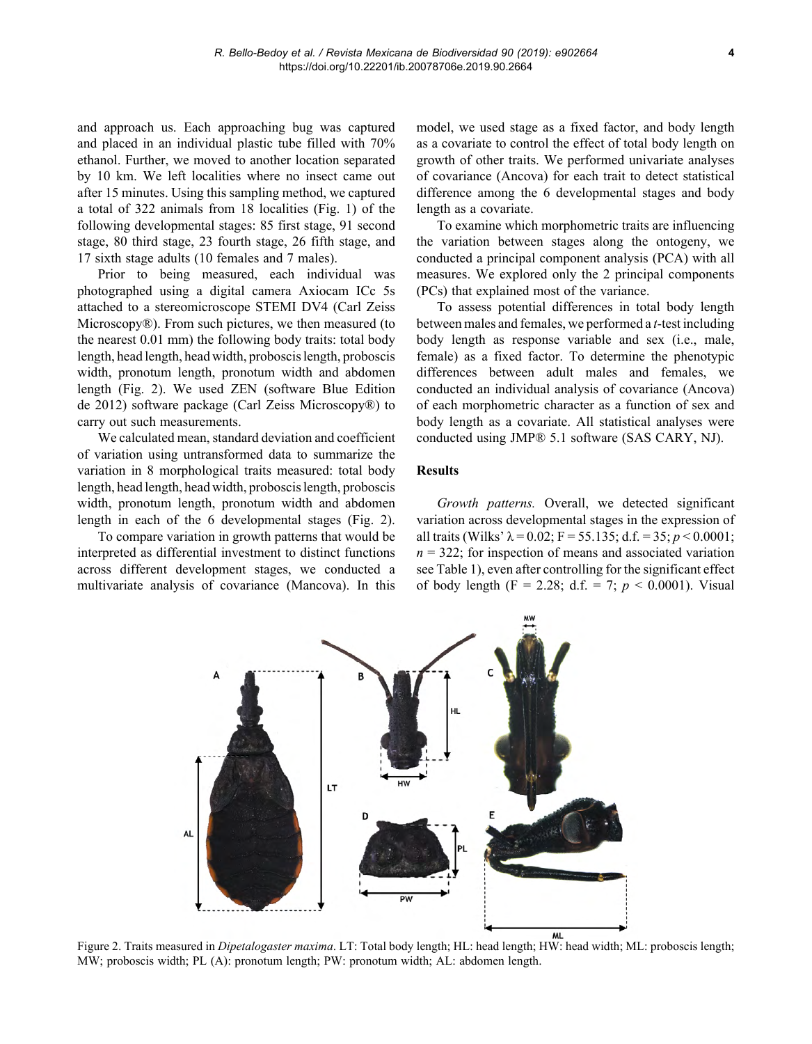and approach us. Each approaching bug was captured and placed in an individual plastic tube filled with 70% ethanol. Further, we moved to another location separated by 10 km. We left localities where no insect came out after 15 minutes. Using this sampling method, we captured a total of 322 animals from 18 localities (Fig. 1) of the following developmental stages: 85 first stage, 91 second stage, 80 third stage, 23 fourth stage, 26 fifth stage, and 17 sixth stage adults (10 females and 7 males).

Prior to being measured, each individual was photographed using a digital camera Axiocam ICc 5s attached to a stereomicroscope STEMI DV4 (Carl Zeiss Microscopy®). From such pictures, we then measured (to the nearest 0.01 mm) the following body traits: total body length, head length, head width, proboscis length, proboscis width, pronotum length, pronotum width and abdomen length (Fig. 2). We used ZEN (software Blue Edition de 2012) software package (Carl Zeiss Microscopy®) to carry out such measurements.

We calculated mean, standard deviation and coefficient of variation using untransformed data to summarize the variation in 8 morphological traits measured: total body length, head length, head width, proboscis length, proboscis width, pronotum length, pronotum width and abdomen length in each of the 6 developmental stages (Fig. 2).

To compare variation in growth patterns that would be interpreted as differential investment to distinct functions across different development stages, we conducted a multivariate analysis of covariance (Mancova). In this model, we used stage as a fixed factor, and body length as a covariate to control the effect of total body length on growth of other traits. We performed univariate analyses of covariance (Ancova) for each trait to detect statistical difference among the 6 developmental stages and body length as a covariate.

To examine which morphometric traits are influencing the variation between stages along the ontogeny, we conducted a principal component analysis (PCA) with all measures. We explored only the 2 principal components (PCs) that explained most of the variance.

To assess potential differences in total body length between males and females, we performed a *t*-test including body length as response variable and sex (i.e., male, female) as a fixed factor. To determine the phenotypic differences between adult males and females, we conducted an individual analysis of covariance (Ancova) of each morphometric character as a function of sex and body length as a covariate. All statistical analyses were conducted using JMP® 5.1 software (SAS CARY, NJ).

## Results

*Growth patterns.* Overall, we detected significant variation across developmental stages in the expression of all traits (Wilks' $\lambda = 0.02$; $F = 55.135$; d.f. = 35; $p < 0.0001$; $n = 322$; for inspection of means and associated variation see Table 1), even after controlling for the significant effect of body length ($F = 2.28$; d.f. = 7; $p < 0.0001$). Visual

Figure 2. Traits measured in *Dipetalogaster maxima*. LT: Total body length; HL: head length; HW: head width; ML: proboscis length; MW; proboscis width; PL (A): pronotum length; PW: pronotum width; AL: abdomen length.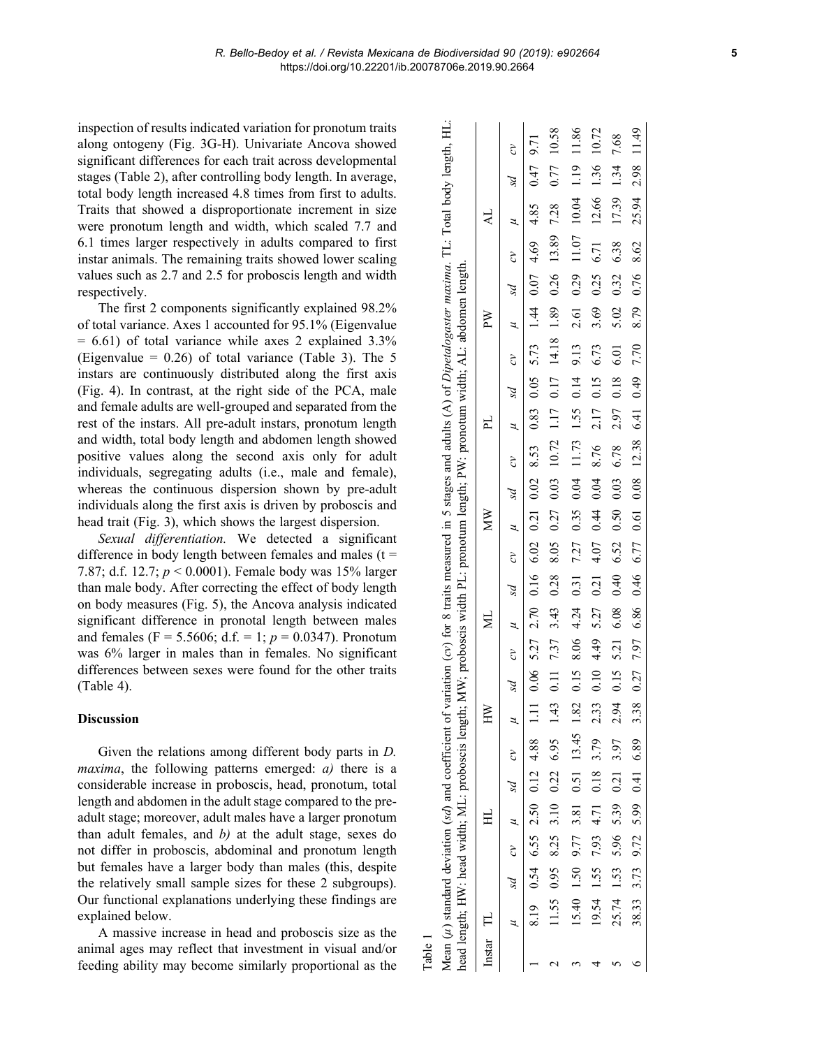inspection of results indicated variation for pronotum traits along ontogeny (Fig. 3G-H). Univariate Ancova showed significant differences for each trait across developmental stages (Table 2), after controlling body length. In average, total body length increased 4.8 times from first to adults. Traits that showed a disproportionate increment in size were pronotum length and width, which scaled 7.7 and 6.1 times larger respectively in adults compared to first instar animals. The remaining traits showed lower scaling values such as 2.7 and 2.5 for proboscis length and width respectively.

The first 2 components significantly explained 98.2% of total variance. Axes 1 accounted for 95.1% (Eigenvalue = 6.61) of total variance while axes 2 explained 3.3% (Eigenvalue = 0.26) of total variance (Table 3). The 5 instars are continuously distributed along the first axis (Fig. 4). In contrast, at the right side of the PCA, male and female adults are well-grouped and separated from the rest of the instars. All pre-adult instars, pronotum length and width, total body length and abdomen length showed positive values along the second axis only for adult individuals, segregating adults (i.e., male and female), whereas the continuous dispersion shown by pre-adult individuals along the first axis is driven by proboscis and head trait (Fig. 3), which shows the largest dispersion.

*Sexual differentiation.* We detected a significant difference in body length between females and males ($t = 7.87$; d.f. 12.7; $p < 0.0001$). Female body was 15% larger than male body. After correcting the effect of body length on body measures (Fig. 5), the Ancova analysis indicated significant difference in pronotal length between males and females ($F = 5.5606$; d.f. = 1; $p = 0.0347$). Pronotum was 6% larger in males than in females. No significant differences between sexes were found for the other traits (Table 4).

## Discussion

Given the relations among different body parts in *D. maxima*, the following patterns emerged: *a)* there is a considerable increase in proboscis, head, pronotum, total length and abdomen in the adult stage compared to the pre-adult stage; moreover, adult males have a larger pronotum than adult females, and *b)* at the adult stage, sexes do not differ in proboscis, abdominal and pronotum length but females have a larger body than males (this, despite the relatively small sample sizes for these 2 subgroups). Our functional explanations underlying these findings are explained below.

A massive increase in head and proboscis size as the animal ages may reflect that investment in visual and/or feeding ability may become similarly proportional as the

Table 1

Mean ($\mu$) standard deviation (*sd*) and coefficient of variation (*cv*) for 8 traits measured in 5 stages and adults (A) of *Dipetalogaster maxima*. TL: Total body length, HL: head length; HW: head width; ML: proboscis length; MW: proboscis width PL: pronotum length; PW: pronotum width; AL: abdomen length.

| Instar | TL | | | HL | | | HW | | | ML | | | MW | | | PL | | | PW | | | AL | | |
|---|---|---|---|---|---|---|---|---|---|---|---|---|---|---|---|---|---|---|---|---|---|---|---|---|
| | $\mu$ | *sd* | *cv* | $\mu$ | *sd* | *cv* | $\mu$ | *sd* | *cv* | $\mu$ | *sd* | *cv* | $\mu$ | *sd* | *cv* | $\mu$ | *sd* | *cv* | $\mu$ | *sd* | *cv* | $\mu$ | *sd* | *cv* |
| 1 | 8.19 | 0.54 | 6.55 | 2.50 | 0.12 | 4.88 | 1.11 | 0.06 | 5.27 | 2.70 | 0.16 | 6.02 | 0.21 | 0.02 | 8.53 | 0.83 | 0.05 | 5.73 | 1.44 | 0.07 | 4.69 | 4.85 | 0.47 | 9.71 |
| 2 | 11.55 | 0.95 | 8.25 | 3.10 | 0.22 | 6.95 | 1.43 | 0.11 | 7.37 | 3.43 | 0.28 | 8.05 | 0.27 | 0.03 | 10.72 | 1.17 | 0.17 | 14.18 | 1.89 | 0.26 | 13.89 | 7.28 | 0.77 | 10.58 |
| 3 | 15.40 | 1.50 | 9.77 | 3.81 | 0.51 | 13.45 | 1.82 | 0.15 | 8.06 | 4.24 | 0.31 | 7.27 | 0.35 | 0.04 | 11.73 | 1.55 | 0.14 | 9.13 | 2.61 | 0.29 | 11.07 | 10.04 | 1.19 | 11.86 |
| 4 | 19.54 | 1.55 | 7.93 | 4.71 | 0.18 | 3.79 | 2.33 | 0.10 | 4.49 | 5.27 | 0.21 | 4.07 | 0.44 | 0.04 | 8.76 | 2.17 | 0.15 | 6.73 | 3.69 | 0.25 | 6.71 | 12.66 | 1.36 | 10.72 |
| 5 | 25.74 | 1.53 | 5.96 | 5.39 | 0.21 | 3.97 | 2.94 | 0.15 | 5.21 | 6.08 | 0.40 | 6.52 | 0.50 | 0.03 | 6.78 | 2.97 | 0.18 | 6.01 | 5.02 | 0.32 | 6.38 | 17.39 | 1.34 | 7.68 |
| 6 | 38.33 | 3.73 | 9.72 | 5.99 | 0.41 | 6.89 | 3.38 | 0.27 | 7.97 | 6.86 | 0.46 | 6.77 | 0.61 | 0.08 | 12.38 | 6.41 | 0.49 | 7.70 | 8.79 | 0.76 | 8.62 | 25.94 | 2.98 | 11.49 |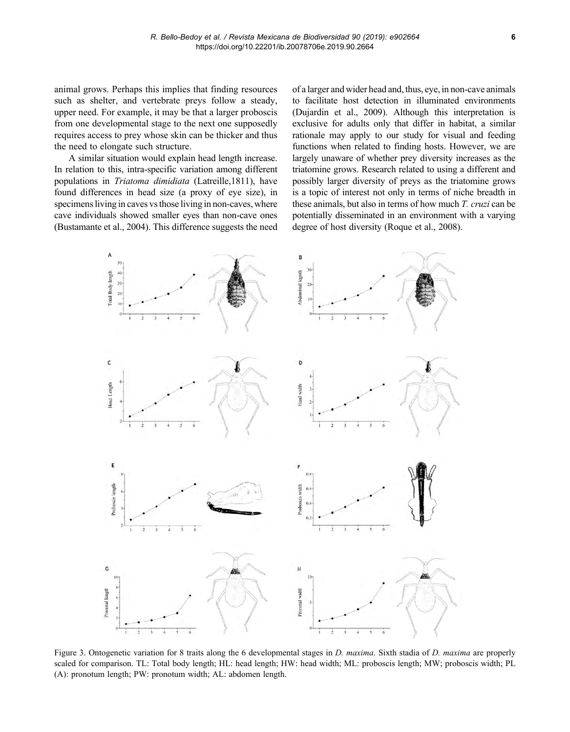animal grows. Perhaps this implies that finding resources such as shelter, and vertebrate preys follow a steady, upper need. For example, it may be that a larger proboscis from one developmental stage to the next one supposedly requires access to prey whose skin can be thicker and thus the need to elongate such structure.

A similar situation would explain head length increase. In relation to this, intra-specific variation among different populations in *Triatoma dimidiata* (Latreille,1811), have found differences in head size (a proxy of eye size), in specimens living in caves vs those living in non-caves, where cave individuals showed smaller eyes than non-cave ones (Bustamante et al., 2004). This difference suggests the need of a larger and wider head and, thus, eye, in non-cave animals to facilitate host detection in illuminated environments (Dujardin et al., 2009). Although this interpretation is exclusive for adults only that differ in habitat, a similar rationale may apply to our study for visual and feeding functions when related to finding hosts. However, we are largely unaware of whether prey diversity increases as the triatomine grows. Research related to using a different and possibly larger diversity of preys as the triatomine grows is a topic of interest not only in terms of niche breadth in these animals, but also in terms of how much *T. cruzi* can be potentially disseminated in an environment with a varying degree of host diversity (Roque et al., 2008).

Figure 3. Ontogenetic variation for 8 traits along the 6 developmental stages in *D. maxima*. Sixth stadia of *D. maxima* are properly scaled for comparison. TL: Total body length; HL: head length; HW: head width; ML: proboscis length; MW; proboscis width; PL (A): pronotum length; PW: pronotum width; AL: abdomen length.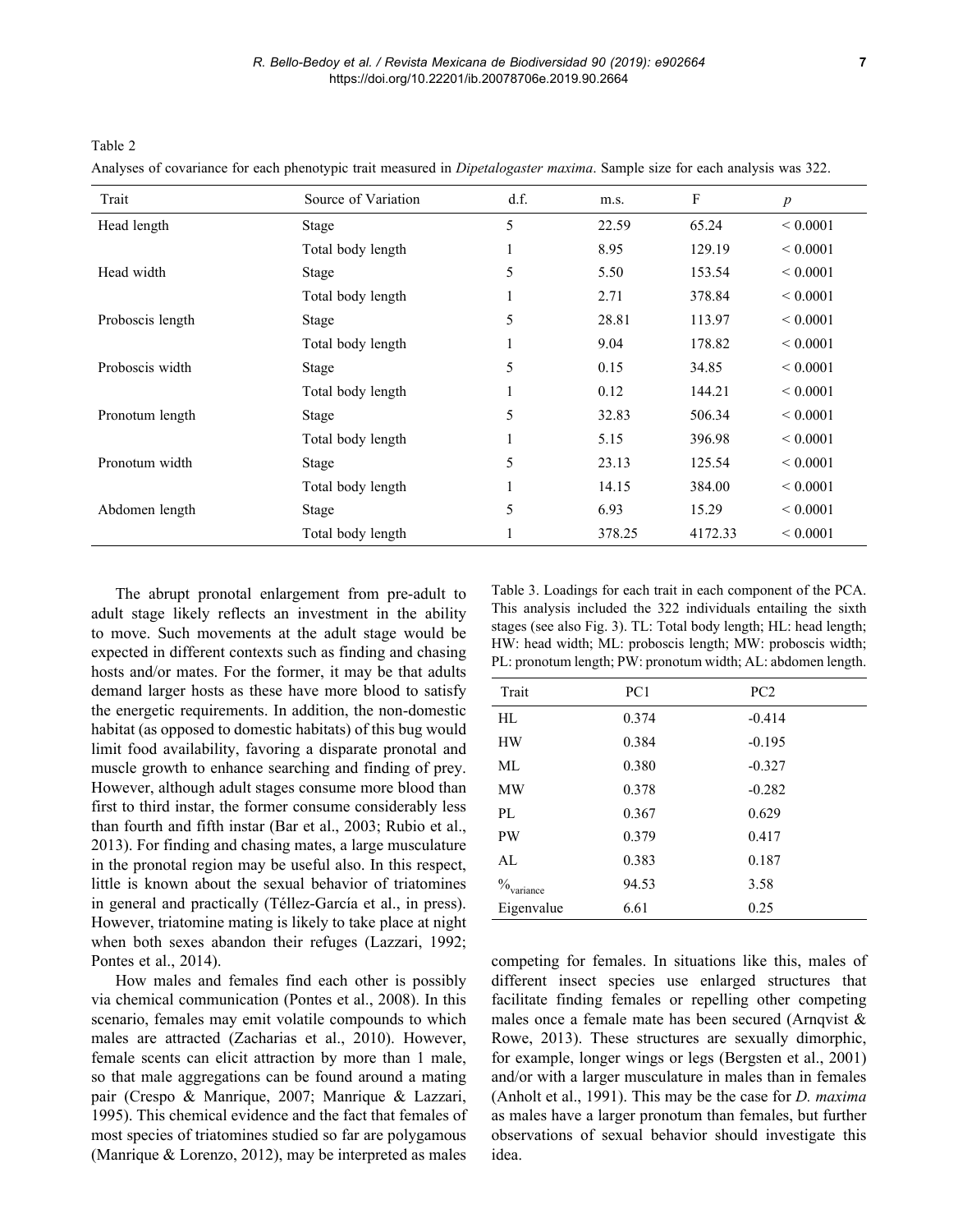Table 2

Analyses of covariance for each phenotypic trait measured in *Dipetalogaster maxima*. Sample size for each analysis was 322.

| Trait | Source of Variation | d.f. | m.s. | F | *p* |
|---|---|---|---|---|---|
| Head length | Stage | 5 | 22.59 | 65.24 | < 0.0001 |
| | Total body length | 1 | 8.95 | 129.19 | < 0.0001 |
| Head width | Stage | 5 | 5.50 | 153.54 | < 0.0001 |
| | Total body length | 1 | 2.71 | 378.84 | < 0.0001 |
| Proboscis length | Stage | 5 | 28.81 | 113.97 | < 0.0001 |
| | Total body length | 1 | 9.04 | 178.82 | < 0.0001 |
| Proboscis width | Stage | 5 | 0.15 | 34.85 | < 0.0001 |
| | Total body length | 1 | 0.12 | 144.21 | < 0.0001 |
| Pronotum length | Stage | 5 | 32.83 | 506.34 | < 0.0001 |
| | Total body length | 1 | 5.15 | 396.98 | < 0.0001 |
| Pronotum width | Stage | 5 | 23.13 | 125.54 | < 0.0001 |
| | Total body length | 1 | 14.15 | 384.00 | < 0.0001 |
| Abdomen length | Stage | 5 | 6.93 | 15.29 | < 0.0001 |
| | Total body length | 1 | 378.25 | 4172.33 | < 0.0001 |

The abrupt pronotal enlargement from pre-adult to adult stage likely reflects an investment in the ability to move. Such movements at the adult stage would be expected in different contexts such as finding and chasing hosts and/or mates. For the former, it may be that adults demand larger hosts as these have more blood to satisfy the energetic requirements. In addition, the non-domestic habitat (as opposed to domestic habitats) of this bug would limit food availability, favoring a disparate pronotal and muscle growth to enhance searching and finding of prey. However, although adult stages consume more blood than first to third instar, the former consume considerably less than fourth and fifth instar (Bar et al., 2003; Rubio et al., 2013). For finding and chasing mates, a large musculature in the pronotal region may be useful also. In this respect, little is known about the sexual behavior of triatomines in general and practically (Téllez-García et al., in press). However, triatomine mating is likely to take place at night when both sexes abandon their refuges (Lazzari, 1992; Pontes et al., 2014).

How males and females find each other is possibly via chemical communication (Pontes et al., 2008). In this scenario, females may emit volatile compounds to which males are attracted (Zacharias et al., 2010). However, female scents can elicit attraction by more than 1 male, so that male aggregations can be found around a mating pair (Crespo & Manrique, 2007; Manrique & Lazzari, 1995). This chemical evidence and the fact that females of most species of triatomines studied so far are polygamous (Manrique & Lorenzo, 2012), may be interpreted as males competing for females. In situations like this, males of different insect species use enlarged structures that facilitate finding females or repelling other competing males once a female mate has been secured (Arnqvist & Rowe, 2013). These structures are sexually dimorphic, for example, longer wings or legs (Bergsten et al., 2001) and/or with a larger musculature in males than in females (Anholt et al., 1991). This may be the case for *D. maxima* as males have a larger pronotum than females, but further observations of sexual behavior should investigate this idea.

Table 3. Loadings for each trait in each component of the PCA. This analysis included the 322 individuals entailing the sixth stages (see also Fig. 3). TL: Total body length; HL: head length; HW: head width; ML: proboscis length; MW: proboscis width; PL: pronotum length; PW: pronotum width; AL: abdomen length.

| Trait | PC1 | PC2 |
|---|---|---|
| HL | 0.374 | -0.414 |
| HW | 0.384 | -0.195 |
| ML | 0.380 | -0.327 |
| MW | 0.378 | -0.282 |
| PL | 0.367 | 0.629 |
| PW | 0.379 | 0.417 |
| AL | 0.383 | 0.187 |
| $\%_{variance}$ | 94.53 | 3.58 |
| Eigenvalue | 6.61 | 0.25 |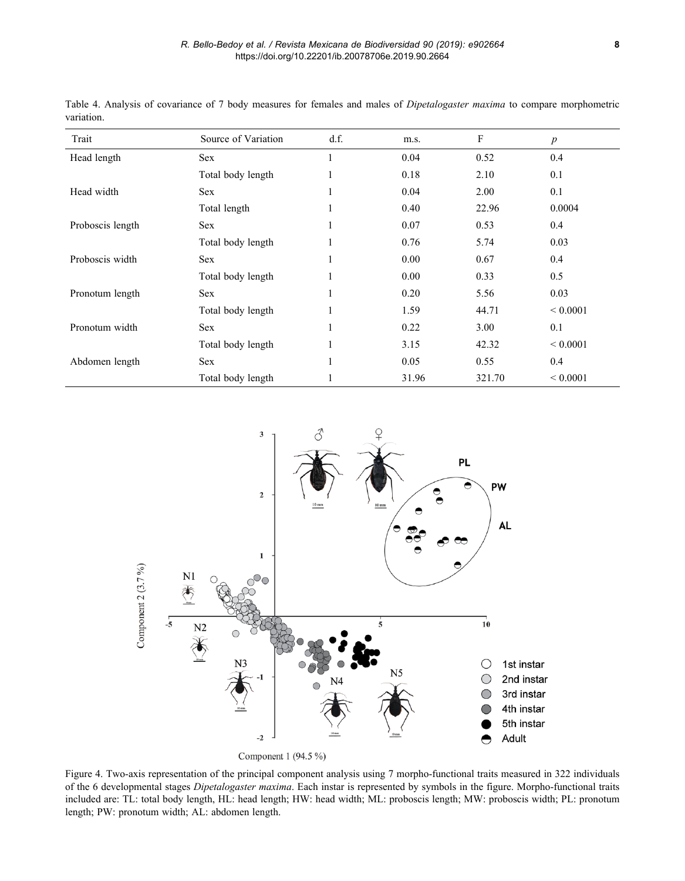Table 4. Analysis of covariance of 7 body measures for females and males of *Dipetalogaster maxima* to compare morphometric variation.

| Trait | Source of Variation | d.f. | m.s. | F | $p$ |
|---|---|---|---|---|---|
| Head length | Sex | 1 | 0.04 | 0.52 | 0.4 |
| | Total body length | 1 | 0.18 | 2.10 | 0.1 |
| Head width | Sex | 1 | 0.04 | 2.00 | 0.1 |
| | Total length | 1 | 0.40 | 22.96 | 0.0004 |
| Proboscis length | Sex | 1 | 0.07 | 0.53 | 0.4 |
| | Total body length | 1 | 0.76 | 5.74 | 0.03 |
| Proboscis width | Sex | 1 | 0.00 | 0.67 | 0.4 |
| | Total body length | 1 | 0.00 | 0.33 | 0.5 |
| Pronotum length | Sex | 1 | 0.20 | 5.56 | 0.03 |
| | Total body length | 1 | 1.59 | 44.71 | < 0.0001 |
| Pronotum width | Sex | 1 | 0.22 | 3.00 | 0.1 |
| | Total body length | 1 | 3.15 | 42.32 | < 0.0001 |
| Abdomen length | Sex | 1 | 0.05 | 0.55 | 0.4 |
| | Total body length | 1 | 31.96 | 321.70 | < 0.0001 |

Figure 4. Two-axis representation of the principal component analysis using 7 morpho-functional traits measured in 322 individuals of the 6 developmental stages *Dipetalogaster maxima*. Each instar is represented by symbols in the figure. Morpho-functional traits included are: TL: total body length, HL: head length; HW: head width; ML: proboscis length; MW: proboscis width; PL: pronotum length; PW: pronotum width; AL: abdomen length.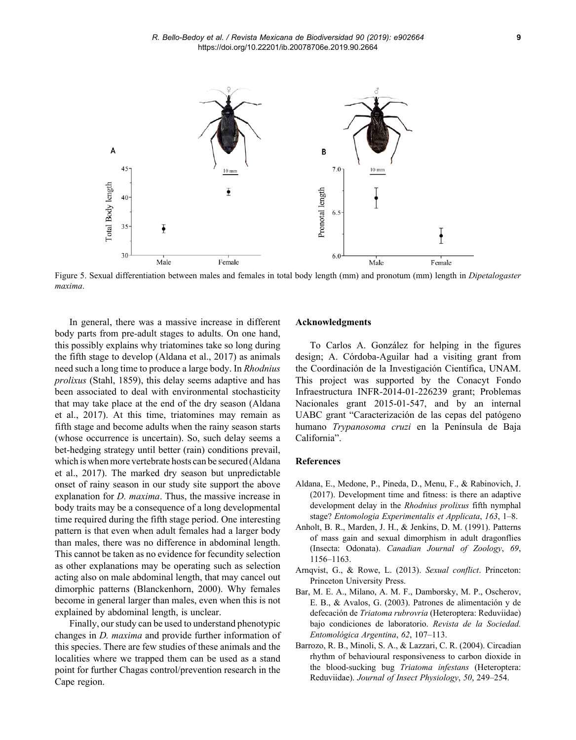Figure 5. Sexual differentiation between males and females in total body length (mm) and pronotum (mm) length in *Dipetalogaster maxima*.

In general, there was a massive increase in different body parts from pre-adult stages to adults. On one hand, this possibly explains why triatomines take so long during the fifth stage to develop (Aldana et al., 2017) as animals need such a long time to produce a large body. In *Rhodnius prolixus* (Stahl, 1859), this delay seems adaptive and has been associated to deal with environmental stochasticity that may take place at the end of the dry season (Aldana et al., 2017). At this time, triatomines may remain as fifth stage and become adults when the rainy season starts (whose occurrence is uncertain). So, such delay seems a bet-hedging strategy until better (rain) conditions prevail, which is when more vertebrate hosts can be secured (Aldana et al., 2017). The marked dry season but unpredictable onset of rainy season in our study site support the above explanation for *D. maxima*. Thus, the massive increase in body traits may be a consequence of a long developmental time required during the fifth stage period. One interesting pattern is that even when adult females had a larger body than males, there was no difference in abdominal length. This cannot be taken as no evidence for fecundity selection as other explanations may be operating such as selection acting also on male abdominal length, that may cancel out dimorphic patterns (Blanckenhorn, 2000). Why females become in general larger than males, even when this is not explained by abdominal length, is unclear.

Finally, our study can be used to understand phenotypic changes in *D. maxima* and provide further information of this species. There are few studies of these animals and the localities where we trapped them can be used as a stand point for further Chagas control/prevention research in the Cape region.

## Acknowledgments

To Carlos A. González for helping in the figures design; A. Córdoba-Aguilar had a visiting grant from the Coordinación de la Investigación Científica, UNAM. This project was supported by the Conacyt Fondo Infraestructura INFR-2014-01-226239 grant; Problemas Nacionales grant 2015-01-547, and by an internal UABC grant "Caracterización de las cepas del patógeno humano *Trypanosoma cruzi* en la Península de Baja California".

## References

Aldana, E., Medone, P., Pineda, D., Menu, F., & Rabinovich, J. (2017). Development time and fitness: is there an adaptive development delay in the *Rhodnius prolixus* fifth nymphal stage? *Entomologia Experimentalis et Applicata*, *163*, 1–8.

Anholt, B. R., Marden, J. H., & Jenkins, D. M. (1991). Patterns of mass gain and sexual dimorphism in adult dragonflies (Insecta: Odonata). *Canadian Journal of Zoology*, *69*, 1156–1163.

Arnqvist, G., & Rowe, L. (2013). *Sexual conflict*. Princeton: Princeton University Press.

Bar, M. E. A., Milano, A. M. F., Damborsky, M. P., Oscherov, E. B., & Avalos, G. (2003). Patrones de alimentación y de defecación de *Triatoma rubrovria* (Heteroptera: Reduviidae) bajo condiciones de laboratorio. *Revista de la Sociedad. Entomológica Argentina*, *62*, 107–113.

Barrozo, R. B., Minoli, S. A., & Lazzari, C. R. (2004). Circadian rhythm of behavioural responsiveness to carbon dioxide in the blood-sucking bug *Triatoma infestans* (Heteroptera: Reduviidae). *Journal of Insect Physiology*, *50*, 249–254.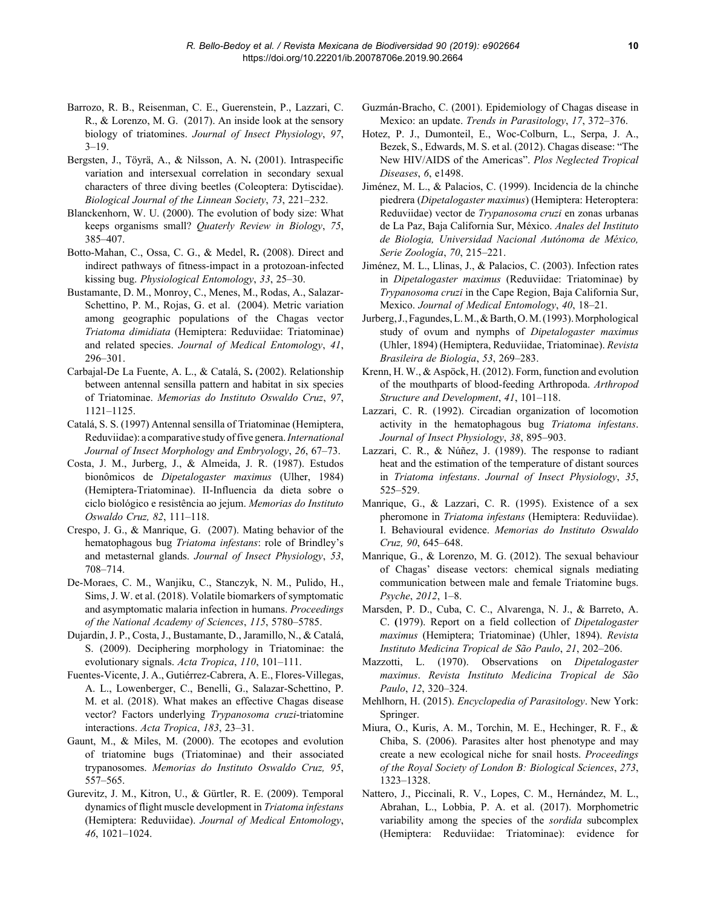Barrozo, R. B., Reisenman, C. E., Guerenstein, P., Lazzari, C. R., & Lorenzo, M. G. (2017). An inside look at the sensory biology of triatomines. *Journal of Insect Physiology*, *97*, 3–19.

Bergsten, J., Töyrä, A., & Nilsson, A. N. (2001). Intraspecific variation and intersexual correlation in secondary sexual characters of three diving beetles (Coleoptera: Dytiscidae). *Biological Journal of the Linnean Society*, *73*, 221–232.

Blanckenhorn, W. U. (2000). The evolution of body size: What keeps organisms small? *Quaterly Review in Biology*, *75*, 385–407.

Botto-Mahan, C., Ossa, C. G., & Medel, R. (2008). Direct and indirect pathways of fitness-impact in a protozoan-infected kissing bug. *Physiological Entomology*, *33*, 25–30.

Bustamante, D. M., Monroy, C., Menes, M., Rodas, A., Salazar-Schettino, P. M., Rojas, G. et al. (2004). Metric variation among geographic populations of the Chagas vector *Triatoma dimidiata* (Hemiptera: Reduviidae: Triatominae) and related species. *Journal of Medical Entomology*, *41*, 296–301.

Carbajal-De La Fuente, A. L., & Catalá, S. (2002). Relationship between antennal sensilla pattern and habitat in six species of Triatominae. *Memorias do Instituto Oswaldo Cruz*, *97*, 1121–1125.

Catalá, S. S. (1997) Antennal sensilla of Triatominae (Hemiptera, Reduviidae): a comparative study of five genera. *International Journal of Insect Morphology and Embryology*, *26*, 67–73.

Costa, J. M., Jurberg, J., & Almeida, J. R. (1987). Estudos bionômicos de *Dipetalogaster maximus* (Ulher, 1984) (Hemiptera-Triatominae). II-Influencia da dieta sobre o ciclo biológico e resistência ao jejum. *Memorias do Instituto Oswaldo Cruz, 82*, 111–118.

Crespo, J. G., & Manrique, G. (2007). Mating behavior of the hematophagous bug *Triatoma infestans*: role of Brindley's and metasternal glands. *Journal of Insect Physiology*, *53*, 708–714.

De-Moraes, C. M., Wanjiku, C., Stanczyk, N. M., Pulido, H., Sims, J. W. et al. (2018). Volatile biomarkers of symptomatic and asymptomatic malaria infection in humans. *Proceedings of the National Academy of Sciences*, *115*, 5780–5785.

Dujardin, J. P., Costa, J., Bustamante, D., Jaramillo, N., & Catalá, S. (2009). Deciphering morphology in Triatominae: the evolutionary signals. *Acta Tropica*, *110*, 101–111.

Fuentes-Vicente, J. A., Gutiérrez-Cabrera, A. E., Flores-Villegas, A. L., Lowenberger, C., Benelli, G., Salazar-Schettino, P. M. et al. (2018). What makes an effective Chagas disease vector? Factors underlying *Trypanosoma cruzi*-triatomine interactions. *Acta Tropica*, *183*, 23–31.

Gaunt, M., & Miles, M. (2000). The ecotopes and evolution of triatomine bugs (Triatominae) and their associated trypanosomes. *Memorias do Instituto Oswaldo Cruz, 95*, 557–565.

Gurevitz, J. M., Kitron, U., & Gürtler, R. E. (2009). Temporal dynamics of flight muscle development in *Triatoma infestans* (Hemiptera: Reduviidae). *Journal of Medical Entomology*, *46*, 1021–1024.

Guzmán-Bracho, C. (2001). Epidemiology of Chagas disease in Mexico: an update. *Trends in Parasitology*, *17*, 372–376.

Hotez, P. J., Dumonteil, E., Woc-Colburn, L., Serpa, J. A., Bezek, S., Edwards, M. S. et al. (2012). Chagas disease: "The New HIV/AIDS of the Americas". *Plos Neglected Tropical Diseases*, *6*, e1498.

Jiménez, M. L., & Palacios, C. (1999). Incidencia de la chinche piedrera (*Dipetalogaster maximus*) (Hemiptera: Heteroptera: Reduviidae) vector de *Trypanosoma cruzi* en zonas urbanas de La Paz, Baja California Sur, México. *Anales del Instituto de Biologia, Universidad Nacional Autónoma de México, Serie Zoología*, *70*, 215–221.

Jiménez, M. L., Llinas, J., & Palacios, C. (2003). Infection rates in *Dipetalogaster maximus* (Reduviidae: Triatominae) by *Trypanosoma cruzi* in the Cape Region, Baja California Sur, Mexico. *Journal of Medical Entomology*, *40*, 18–21.

Jurberg, J., Fagundes, L. M., & Barth, O. M. (1993). Morphological study of ovum and nymphs of *Dipetalogaster maximus* (Uhler, 1894) (Hemiptera, Reduviidae, Triatominae). *Revista Brasileira de Biologia*, *53*, 269–283.

Krenn, H. W., & Aspöck, H. (2012). Form, function and evolution of the mouthparts of blood-feeding Arthropoda. *Arthropod Structure and Development*, *41*, 101–118.

Lazzari, C. R. (1992). Circadian organization of locomotion activity in the hematophagous bug *Triatoma infestans*. *Journal of Insect Physiology*, *38*, 895–903.

Lazzari, C. R., & Núñez, J. (1989). The response to radiant heat and the estimation of the temperature of distant sources in *Triatoma infestans*. *Journal of Insect Physiology*, *35*, 525–529.

Manrique, G., & Lazzari, C. R. (1995). Existence of a sex pheromone in *Triatoma infestans* (Hemiptera: Reduviidae). I. Behavioural evidence. *Memorias do Instituto Oswaldo Cruz, 90*, 645–648.

Manrique, G., & Lorenzo, M. G. (2012). The sexual behaviour of Chagas' disease vectors: chemical signals mediating communication between male and female Triatomine bugs. *Psyche*, *2012*, 1–8.

Marsden, P. D., Cuba, C. C., Alvarenga, N. J., & Barreto, A. C. (1979). Report on a field collection of *Dipetalogaster maximus* (Hemiptera; Triatominae) (Uhler, 1894). *Revista Instituto Medicina Tropical de São Paulo*, *21*, 202–206.

Mazzotti, L. (1970). Observations on *Dipetalogaster maximus*. *Revista Instituto Medicina Tropical de São Paulo*, *12*, 320–324.

Mehlhorn, H. (2015). *Encyclopedia of Parasitology*. New York: Springer.

Miura, O., Kuris, A. M., Torchin, M. E., Hechinger, R. F., & Chiba, S. (2006). Parasites alter host phenotype and may create a new ecological niche for snail hosts. *Proceedings of the Royal Society of London B: Biological Sciences*, *273*, 1323–1328.

Nattero, J., Piccinali, R. V., Lopes, C. M., Hernández, M. L., Abrahan, L., Lobbia, P. A. et al. (2017). Morphometric variability among the species of the *sordida* subcomplex (Hemiptera: Reduviidae: Triatominae): evidence for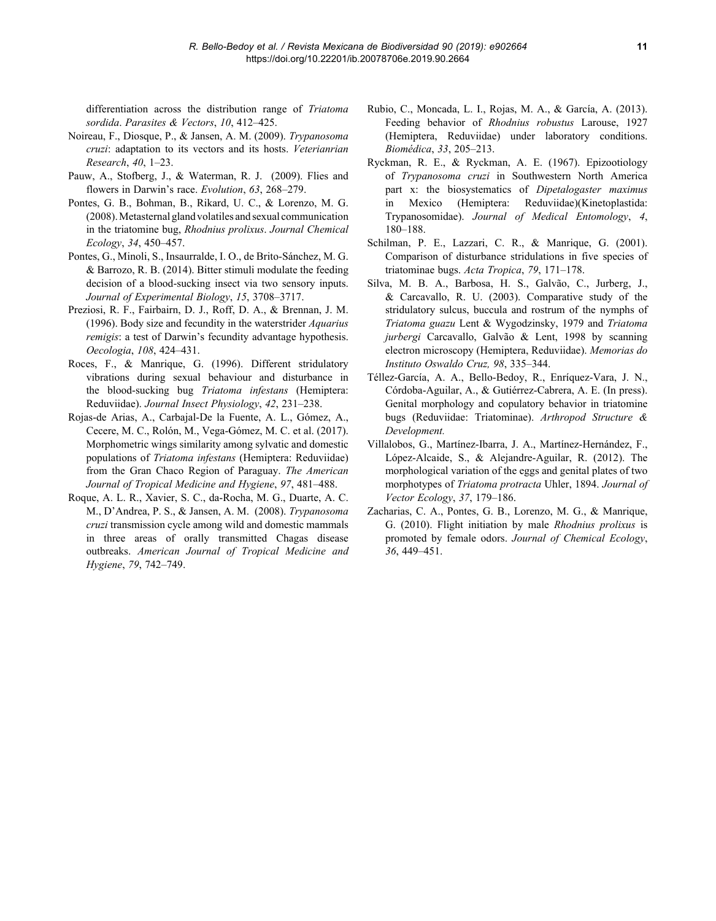differentiation across the distribution range of *Triatoma sordida*. *Parasites & Vectors*, *10*, 412–425.

Noireau, F., Diosque, P., & Jansen, A. M. (2009). *Trypanosoma cruzi*: adaptation to its vectors and its hosts. *Veterianrian Research*, *40*, 1–23.

Pauw, A., Stofberg, J., & Waterman, R. J. (2009). Flies and flowers in Darwin's race. *Evolution*, *63*, 268–279.

Pontes, G. B., Bohman, B., Rikard, U. C., & Lorenzo, M. G. (2008). Metasternal gland volatiles and sexual communication in the triatomine bug, *Rhodnius prolixus*. *Journal Chemical Ecology*, *34*, 450–457.

Pontes, G., Minoli, S., Insaurralde, I. O., de Brito-Sánchez, M. G. & Barrozo, R. B. (2014). Bitter stimuli modulate the feeding decision of a blood-sucking insect via two sensory inputs. *Journal of Experimental Biology*, *15*, 3708–3717.

Preziosi, R. F., Fairbairn, D. J., Roff, D. A., & Brennan, J. M. (1996). Body size and fecundity in the waterstrider *Aquarius remigis*: a test of Darwin's fecundity advantage hypothesis. *Oecologia*, *108*, 424–431.

Roces, F., & Manrique, G. (1996). Different stridulatory vibrations during sexual behaviour and disturbance in the blood-sucking bug *Triatoma infestans* (Hemiptera: Reduviidae). *Journal Insect Physiology*, *42*, 231–238.

Rojas-de Arias, A., Carbajal-De la Fuente, A. L., Gómez, A., Cecere, M. C., Rolón, M., Vega-Gómez, M. C. et al. (2017). Morphometric wings similarity among sylvatic and domestic populations of *Triatoma infestans* (Hemiptera: Reduviidae) from the Gran Chaco Region of Paraguay. *The American Journal of Tropical Medicine and Hygiene*, *97*, 481–488.

Roque, A. L. R., Xavier, S. C., da-Rocha, M. G., Duarte, A. C. M., D'Andrea, P. S., & Jansen, A. M. (2008). *Trypanosoma cruzi* transmission cycle among wild and domestic mammals in three areas of orally transmitted Chagas disease outbreaks. *American Journal of Tropical Medicine and Hygiene*, *79*, 742–749.

Rubio, C., Moncada, L. I., Rojas, M. A., & García, A. (2013). Feeding behavior of *Rhodnius robustus* Larouse, 1927 (Hemiptera, Reduviidae) under laboratory conditions. *Biomédica*, *33*, 205–213.

Ryckman, R. E., & Ryckman, A. E. (1967). Epizootiology of *Trypanosoma cruzi* in Southwestern North America part x: the biosystematics of *Dipetalogaster maximus* in Mexico (Hemiptera: Reduviidae)(Kinetoplastida: Trypanosomidae). *Journal of Medical Entomology*, *4*, 180–188.

Schilman, P. E., Lazzari, C. R., & Manrique, G. (2001). Comparison of disturbance stridulations in five species of triatominae bugs. *Acta Tropica*, *79*, 171–178.

Silva, M. B. A., Barbosa, H. S., Galvão, C., Jurberg, J., & Carcavallo, R. U. (2003). Comparative study of the stridulatory sulcus, buccula and rostrum of the nymphs of *Triatoma guazu* Lent & Wygodzinsky, 1979 and *Triatoma jurbergi* Carcavallo, Galvão & Lent, 1998 by scanning electron microscopy (Hemiptera, Reduviidae). *Memorias do Instituto Oswaldo Cruz, 98*, 335–344.

Téllez-García, A. A., Bello-Bedoy, R., Enríquez-Vara, J. N., Córdoba-Aguilar, A., & Gutiérrez-Cabrera, A. E. (In press). Genital morphology and copulatory behavior in triatomine bugs (Reduviidae: Triatominae). *Arthropod Structure & Development.*

Villalobos, G., Martínez-Ibarra, J. A., Martínez-Hernández, F., López-Alcaide, S., & Alejandre-Aguilar, R. (2012). The morphological variation of the eggs and genital plates of two morphotypes of *Triatoma protracta* Uhler, 1894. *Journal of Vector Ecology*, *37*, 179–186.

Zacharias, C. A., Pontes, G. B., Lorenzo, M. G., & Manrique, G. (2010). Flight initiation by male *Rhodnius prolixus* is promoted by female odors. *Journal of Chemical Ecology*, *36*, 449–451.